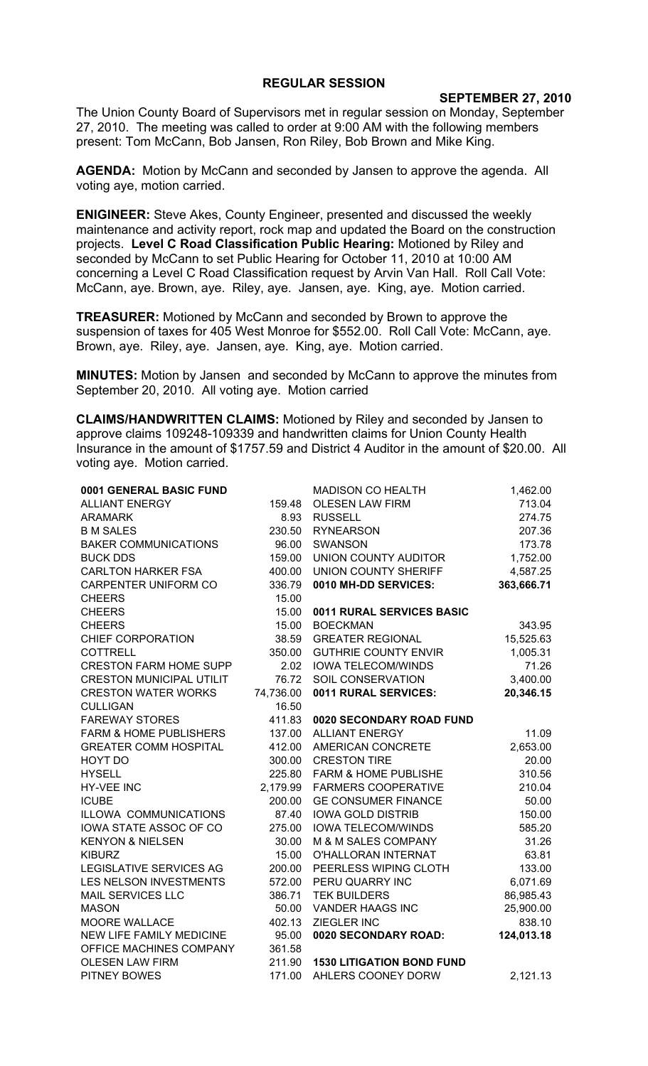# REGULAR SESSION

**SEPTEMBER 27, 2010**

The Union County Board of Supervisors met in regular session on Monday, September 27, 2010. The meeting was called to order at 9:00 AM with the following members present: Tom McCann, Bob Jansen, Ron Riley, Bob Brown and Mike King.

**AGENDA:** Motion by McCann and seconded by Jansen to approve the agenda. All voting aye, motion carried.

**ENIGINEER:** Steve Akes, County Engineer, presented and discussed the weekly maintenance and activity report, rock map and updated the Board on the construction projects. **Level C Road Classification Public Hearing:** Motioned by Riley and seconded by McCann to set Public Hearing for October 11, 2010 at 10:00 AM concerning a Level C Road Classification request by Arvin Van Hall. Roll Call Vote: McCann, aye. Brown, aye. Riley, aye. Jansen, aye. King, aye. Motion carried.

**TREASURER:** Motioned by McCann and seconded by Brown to approve the suspension of taxes for 405 West Monroe for $552.00. Roll Call Vote: McCann, aye. Brown, aye. Riley, aye. Jansen, aye. King, aye. Motion carried.

**MINUTES:** Motion by Jansen and seconded by McCann to approve the minutes from September 20, 2010. All voting aye. Motion carried

**CLAIMS/HANDWRITTEN CLAIMS:** Motioned by Riley and seconded by Jansen to approve claims 109248-109339 and handwritten claims for Union County Health Insurance in the amount of $1757.59 and District 4 Auditor in the amount of $20.00. All voting aye. Motion carried.

| | |
|---|---|
| **0001 GENERAL BASIC FUND** | |
| ALLIANT ENERGY | 159.48 |
| ARAMARK | 8.93 |
| B M SALES | 230.50 |
| BAKER COMMUNICATIONS | 96.00 |
| BUCK DDS | 159.00 |
| CARLTON HARKER FSA | 400.00 |
| CARPENTER UNIFORM CO | 336.79 |
| CHEERS | 15.00 |
| CHEERS | 15.00 |
| CHEERS | 15.00 |
| CHIEF CORPORATION | 38.59 |
| COTTRELL | 350.00 |
| CRESTON FARM HOME SUPP | 2.02 |
| CRESTON MUNICIPAL UTILIT | 76.72 |
| CRESTON WATER WORKS | 74,736.00 |
| CULLIGAN | 16.50 |
| FAREWAY STORES | 411.83 |
| FARM & HOME PUBLISHERS | 137.00 |
| GREATER COMM HOSPITAL | 412.00 |
| HOYT DO | 300.00 |
| HYSELL | 225.80 |
| HY-VEE INC | 2,179.99 |
| ICUBE | 200.00 |
| ILLOWA COMMUNICATIONS | 87.40 |
| IOWA STATE ASSOC OF CO | 275.00 |
| KENYON & NIELSEN | 30.00 |
| KIBURZ | 15.00 |
| LEGISLATIVE SERVICES AG | 200.00 |
| LES NELSON INVESTMENTS | 572.00 |
| MAIL SERVICES LLC | 386.71 |
| MASON | 50.00 |
| MOORE WALLACE | 402.13 |
| NEW LIFE FAMILY MEDICINE | 95.00 |
| OFFICE MACHINES COMPANY | 361.58 |
| OLESEN LAW FIRM | 211.90 |
| PITNEY BOWES | 171.00 |
| MADISON CO HEALTH | 1,462.00 |
| OLESEN LAW FIRM | 713.04 |
| RUSSELL | 274.75 |
| RYNEARSON | 207.36 |
| SWANSON | 173.78 |
| UNION COUNTY AUDITOR | 1,752.00 |
| UNION COUNTY SHERIFF | 4,587.25 |
| **0010 MH-DD SERVICES:** | **363,666.71** |
| | |
| **0011 RURAL SERVICES BASIC** | |
| BOECKMAN | 343.95 |
| GREATER REGIONAL | 15,525.63 |
| GUTHRIE COUNTY ENVIR | 1,005.31 |
| IOWA TELECOM/WINDS | 71.26 |
| SOIL CONSERVATION | 3,400.00 |
| **0011 RURAL SERVICES:** | **20,346.15** |
| | |
| **0020 SECONDARY ROAD FUND** | |
| ALLIANT ENERGY | 11.09 |
| AMERICAN CONCRETE | 2,653.00 |
| CRESTON TIRE | 20.00 |
| FARM & HOME PUBLISHE | 310.56 |
| FARMERS COOPERATIVE | 210.04 |
| GE CONSUMER FINANCE | 50.00 |
| IOWA GOLD DISTRIB | 150.00 |
| IOWA TELECOM/WINDS | 585.20 |
| M & M SALES COMPANY | 31.26 |
| O'HALLORAN INTERNAT | 63.81 |
| PEERLESS WIPING CLOTH | 133.00 |
| PERU QUARRY INC | 6,071.69 |
| TEK BUILDERS | 86,985.43 |
| VANDER HAAGS INC | 25,900.00 |
| ZIEGLER INC | 838.10 |
| **0020 SECONDARY ROAD:** | **124,013.18** |
| | |
| **1530 LITIGATION BOND FUND** | |
| AHLERS COONEY DORW | 2,121.13 |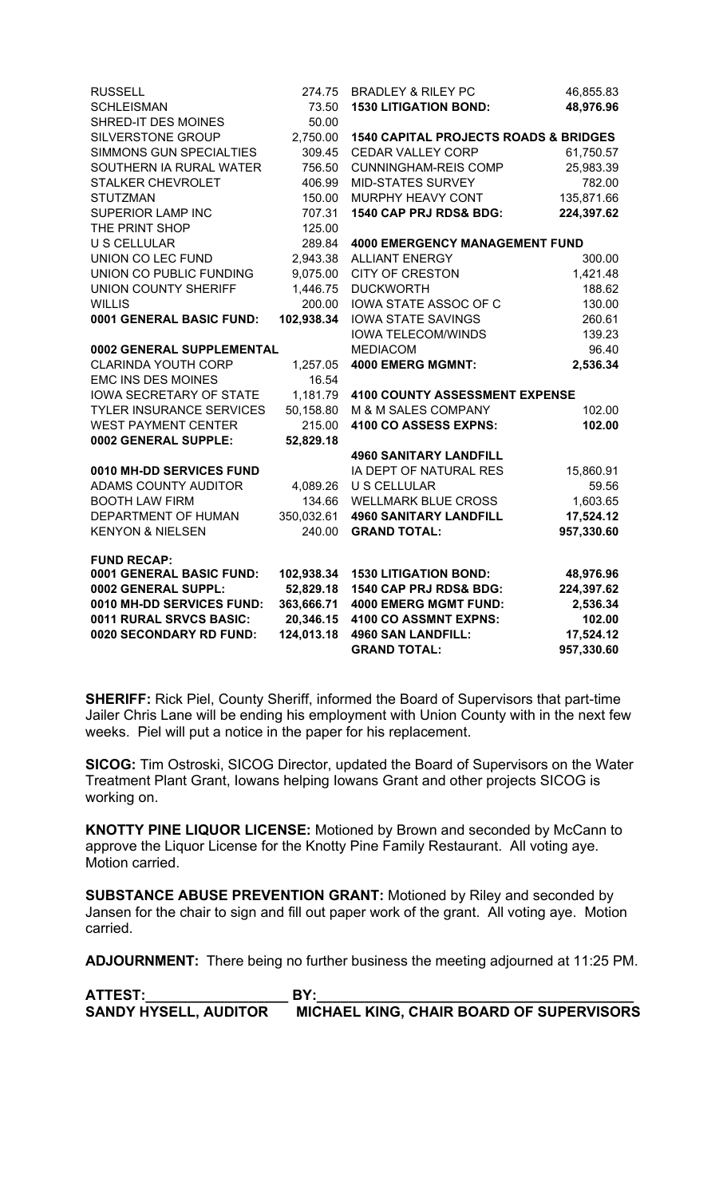| | | | |
|---|---|---|---|
| RUSSELL | 274.75 | BRADLEY & RILEY PC | 46,855.83 |
| SCHLEISMAN | 73.50 | **1530 LITIGATION BOND:** | **48,976.96** |
| SHRED-IT DES MOINES | 50.00 | | |
| SILVERSTONE GROUP | 2,750.00 | **1540 CAPITAL PROJECTS ROADS & BRIDGES** | |
| SIMMONS GUN SPECIALTIES | 309.45 | CEDAR VALLEY CORP | 61,750.57 |
| SOUTHERN IA RURAL WATER | 756.50 | CUNNINGHAM-REIS COMP | 25,983.39 |
| STALKER CHEVROLET | 406.99 | MID-STATES SURVEY | 782.00 |
| STUTZMAN | 150.00 | MURPHY HEAVY CONT | 135,871.66 |
| SUPERIOR LAMP INC | 707.31 | **1540 CAP PRJ RDS& BDG:** | **224,397.62** |
| THE PRINT SHOP | 125.00 | | |
| U S CELLULAR | 289.84 | **4000 EMERGENCY MANAGEMENT FUND** | |
| UNION CO LEC FUND | 2,943.38 | ALLIANT ENERGY | 300.00 |
| UNION CO PUBLIC FUNDING | 9,075.00 | CITY OF CRESTON | 1,421.48 |
| UNION COUNTY SHERIFF | 1,446.75 | DUCKWORTH | 188.62 |
| WILLIS | 200.00 | IOWA STATE ASSOC OF C | 130.00 |
| **0001 GENERAL BASIC FUND:** | **102,938.34** | IOWA STATE SAVINGS | 260.61 |
| | | IOWA TELECOM/WINDS | 139.23 |
| **0002 GENERAL SUPPLEMENTAL** | | MEDIACOM | 96.40 |
| CLARINDA YOUTH CORP | 1,257.05 | **4000 EMERG MGMNT:** | **2,536.34** |
| EMC INS DES MOINES | 16.54 | | |
| IOWA SECRETARY OF STATE | 1,181.79 | **4100 COUNTY ASSESSMENT EXPENSE** | |
| TYLER INSURANCE SERVICES | 50,158.80 | M & M SALES COMPANY | 102.00 |
| WEST PAYMENT CENTER | 215.00 | **4100 CO ASSESS EXPNS:** | **102.00** |
| **0002 GENERAL SUPPLE:** | **52,829.18** | | |
| | | **4960 SANITARY LANDFILL** | |
| **0010 MH-DD SERVICES FUND** | | IA DEPT OF NATURAL RES | 15,860.91 |
| ADAMS COUNTY AUDITOR | 4,089.26 | U S CELLULAR | 59.56 |
| BOOTH LAW FIRM | 134.66 | WELLMARK BLUE CROSS | 1,603.65 |
| DEPARTMENT OF HUMAN | 350,032.61 | **4960 SANITARY LANDFILL** | **17,524.12** |
| KENYON & NIELSEN | 240.00 | **GRAND TOTAL:** | **957,330.60** |

**FUND RECAP:**

| | | | |
|---|---|---|---|
| **0001 GENERAL BASIC FUND:** | **102,938.34** | **1530 LITIGATION BOND:** | **48,976.96** |
| **0002 GENERAL SUPPL:** | **52,829.18** | **1540 CAP PRJ RDS& BDG:** | **224,397.62** |
| **0010 MH-DD SERVICES FUND:** | **363,666.71** | **4000 EMERG MGMT FUND:** | **2,536.34** |
| **0011 RURAL SRVCS BASIC:** | **20,346.15** | **4100 CO ASSMNT EXPNS:** | **102.00** |
| **0020 SECONDARY RD FUND:** | **124,013.18** | **4960 SAN LANDFILL:** | **17,524.12** |
| | | **GRAND TOTAL:** | **957,330.60** |

**SHERIFF:** Rick Piel, County Sheriff, informed the Board of Supervisors that part-time Jailer Chris Lane will be ending his employment with Union County with in the next few weeks. Piel will put a notice in the paper for his replacement.

**SICOG:** Tim Ostroski, SICOG Director, updated the Board of Supervisors on the Water Treatment Plant Grant, Iowans helping Iowans Grant and other projects SICOG is working on.

**KNOTTY PINE LIQUOR LICENSE:** Motioned by Brown and seconded by McCann to approve the Liquor License for the Knotty Pine Family Restaurant. All voting aye. Motion carried.

**SUBSTANCE ABUSE PREVENTION GRANT:** Motioned by Riley and seconded by Jansen for the chair to sign and fill out paper work of the grant. All voting aye. Motion carried.

**ADJOURNMENT:** There being no further business the meeting adjourned at 11:25 PM.

**ATTEST:_________________ BY:_______________________________________**

**SANDY HYSELL, AUDITOR MICHAEL KING, CHAIR BOARD OF SUPERVISORS**